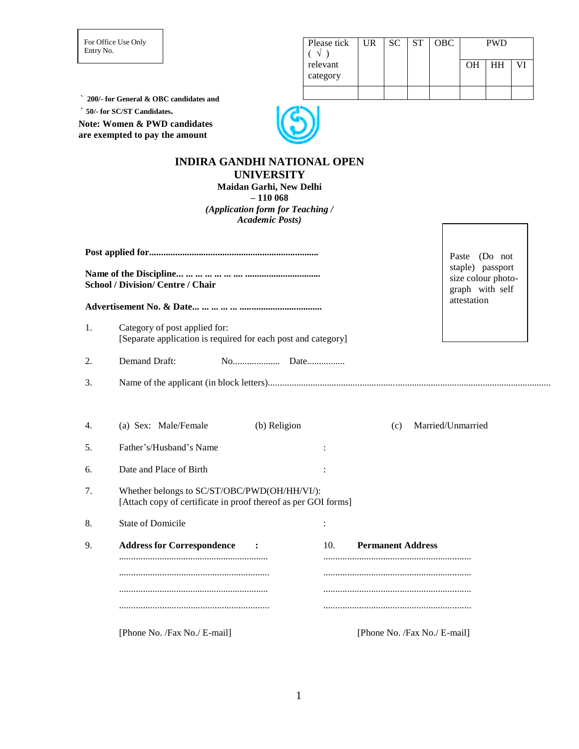For Office Use Only
Entry No.

| Please tick ( √ ) relevant category | UR | SC | ST | OBC | PWD | | |
|---|---|---|---|---|---|---|---|
| | | | | | OH | HH | VI |
| | | | | | | | |

**` 200/- for General & OBC candidates and**

**` 50/- for SC/ST Candidates.**

**Note: Women & PWD candidates are exempted to pay the amount**

# INDIRA GANDHI NATIONAL OPEN UNIVERSITY

**Maidan Garhi, New Delhi – 110 068**

***(Application form for Teaching / Academic Posts)***

Paste (Do not staple) passport size colour photo-graph with self attestation

**Post applied for.......................................................................**

**Name of the Discipline... ... ... ... ... ... .... ................................**
**School / Division/ Centre / Chair**

**Advertisement No. & Date... ... ... ... ... ...................................**

1. Category of post applied for:
   [Separate application is required for each post and category]

2. Demand Draft: No.................... Date................

3. Name of the applicant (in block letters)......................................................................................................................

4. (a) Sex: Male/Female (b) Religion (c) Married/Unmarried

5. Father's/Husband's Name :

6. Date and Place of Birth :

7. Whether belongs to SC/ST/OBC/PWD(OH/HH/VI/):
   [Attach copy of certificate in proof thereof as per GOI forms]

8. State of Domicile :

9. **Address for Correspondence :**
   ..............................................................
   ..............................................................
   ..............................................................
   ..............................................................
   [Phone No. /Fax No./ E-mail]

10. **Permanent Address**
    ..............................................................
    ..............................................................
    ..............................................................
    ..............................................................
    [Phone No. /Fax No./ E-mail]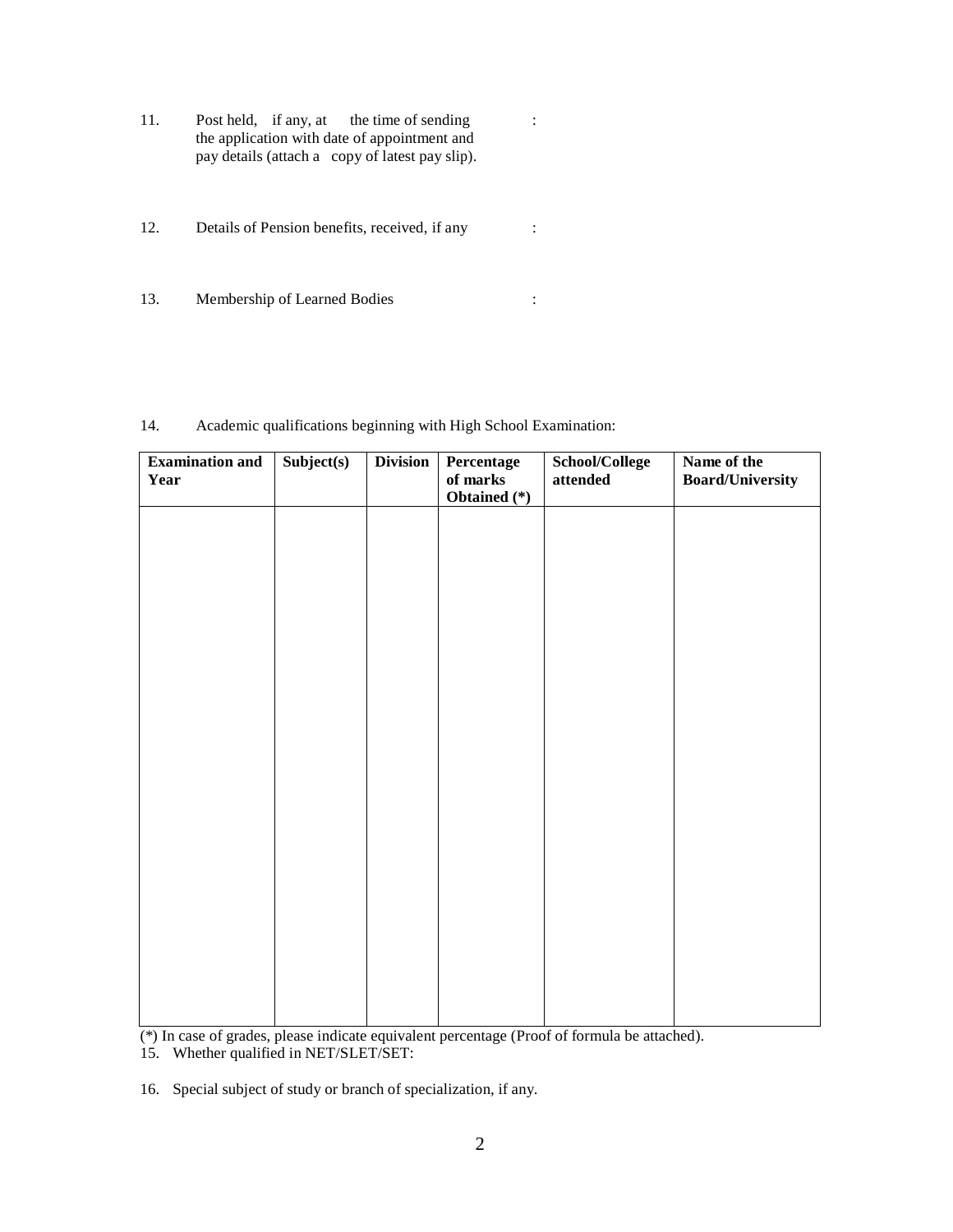11. Post held, if any, at the time of sending the application with date of appointment and pay details (attach a copy of latest pay slip). :

12. Details of Pension benefits, received, if any :

13. Membership of Learned Bodies :

14. Academic qualifications beginning with High School Examination:

| **Examination and Year** | **Subject(s)** | **Division** | **Percentage of marks Obtained (*)** | **School/College attended** | **Name of the Board/University** |
|---|---|---|---|---|---|
| | | | | | |

(*) In case of grades, please indicate equivalent percentage (Proof of formula be attached).

15. Whether qualified in NET/SLET/SET:

16. Special subject of study or branch of specialization, if any.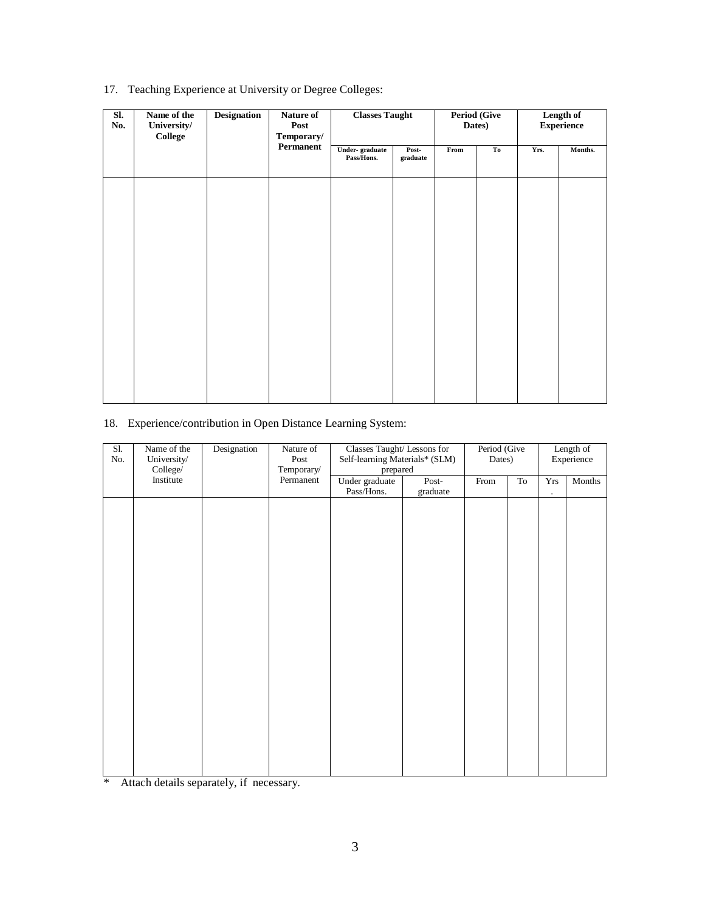17. Teaching Experience at University or Degree Colleges:

| **Sl. No.** | **Name of the University/ College** | **Designation** | **Nature of Post Temporary/ Permanent** | **Classes Taught** | | **Period (Give Dates)** | | **Length of Experience** | |
|---|---|---|---|---|---|---|---|---|---|
| | | | | **Under- graduate Pass/Hons.** | **Post-graduate** | **From** | **To** | **Yrs.** | **Months.** |
| | | | | | | | | | |

18. Experience/contribution in Open Distance Learning System:

| Sl. No. | Name of the University/ College/ Institute | Designation | Nature of Post Temporary/ Permanent | Classes Taught/ Lessons for Self-learning Materials* (SLM) prepared | | Period (Give Dates) | | Length of Experience | |
|---|---|---|---|---|---|---|---|---|---|
| | | | | Under graduate Pass/Hons. | Post-graduate | From | To | Yrs. | Months |
| | | | | | | | | | |

* Attach details separately, if necessary.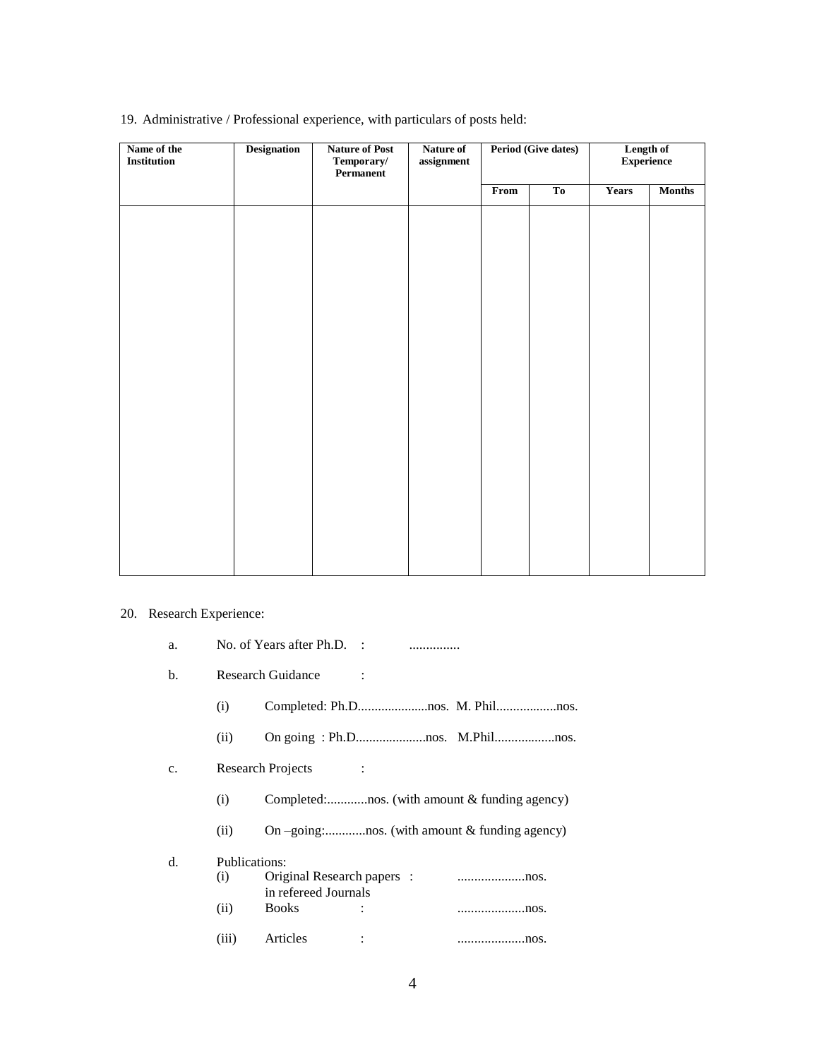19. Administrative / Professional experience, with particulars of posts held:

| Name of the Institution | Designation | Nature of Post Temporary/ Permanent | Nature of assignment | Period (Give dates) | | Length of Experience | |
|---|---|---|---|---|---|---|---|
| | | | | From | To | Years | Months |
| | | | | | | | |

20. Research Experience:

a. No. of Years after Ph.D. : ...............

b. Research Guidance :

(i) Completed: Ph.D.....................nos. M. Phil..................nos.

(ii) On going : Ph.D.....................nos. M.Phil..................nos.

c. Research Projects :

(i) Completed:............nos. (with amount & funding agency)

(ii) On –going:............nos. (with amount & funding agency)

d. Publications:

(i) Original Research papers in refereed Journals : ....................nos.

(ii) Books : ....................nos.

(iii) Articles : ....................nos.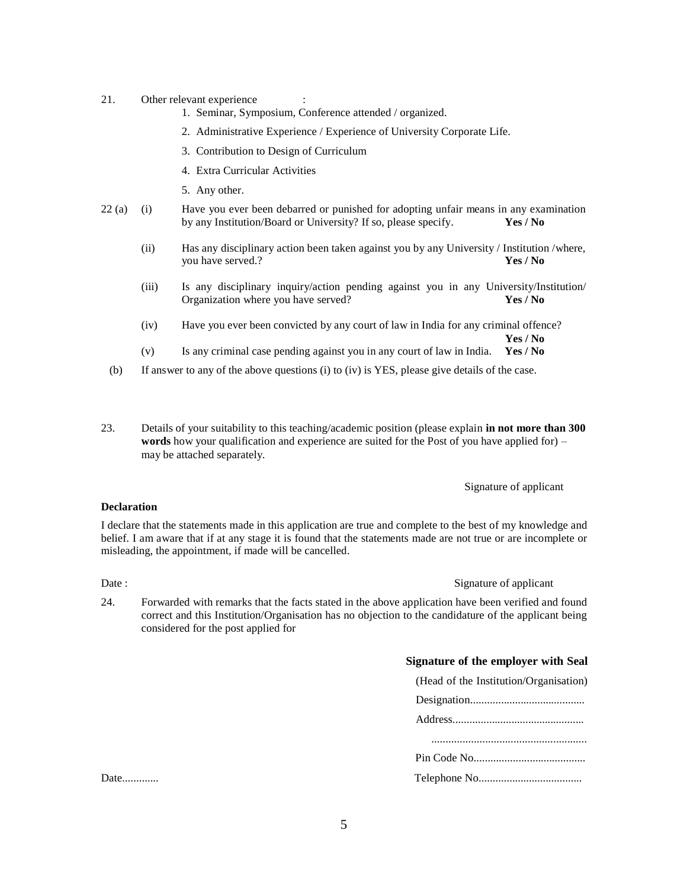21. Other relevant experience :

1. Seminar, Symposium, Conference attended / organized.
2. Administrative Experience / Experience of University Corporate Life.
3. Contribution to Design of Curriculum
4. Extra Curricular Activities
5. Any other.

22 (a) (i) Have you ever been debarred or punished for adopting unfair means in any examination by any Institution/Board or University? If so, please specify. **Yes / No**

(ii) Has any disciplinary action been taken against you by any University / Institution /where, you have served.? **Yes / No**

(iii) Is any disciplinary inquiry/action pending against you in any University/Institution/ Organization where you have served? **Yes / No**

(iv) Have you ever been convicted by any court of law in India for any criminal offence? **Yes / No**

(v) Is any criminal case pending against you in any court of law in India. **Yes / No**

(b) If answer to any of the above questions (i) to (iv) is YES, please give details of the case.

23. Details of your suitability to this teaching/academic position (please explain **in not more than 300 words** how your qualification and experience are suited for the Post of you have applied for) – may be attached separately.

Signature of applicant

**Declaration**

I declare that the statements made in this application are true and complete to the best of my knowledge and belief. I am aware that if at any stage it is found that the statements made are not true or are incomplete or misleading, the appointment, if made will be cancelled.

Date : Signature of applicant

24. Forwarded with remarks that the facts stated in the above application have been verified and found correct and this Institution/Organisation has no objection to the candidature of the applicant being considered for the post applied for

**Signature of the employer with Seal**

(Head of the Institution/Organisation)

Designation.........................................

Address...............................................

.......................................................

Pin Code No........................................

Date............. Telephone No....................................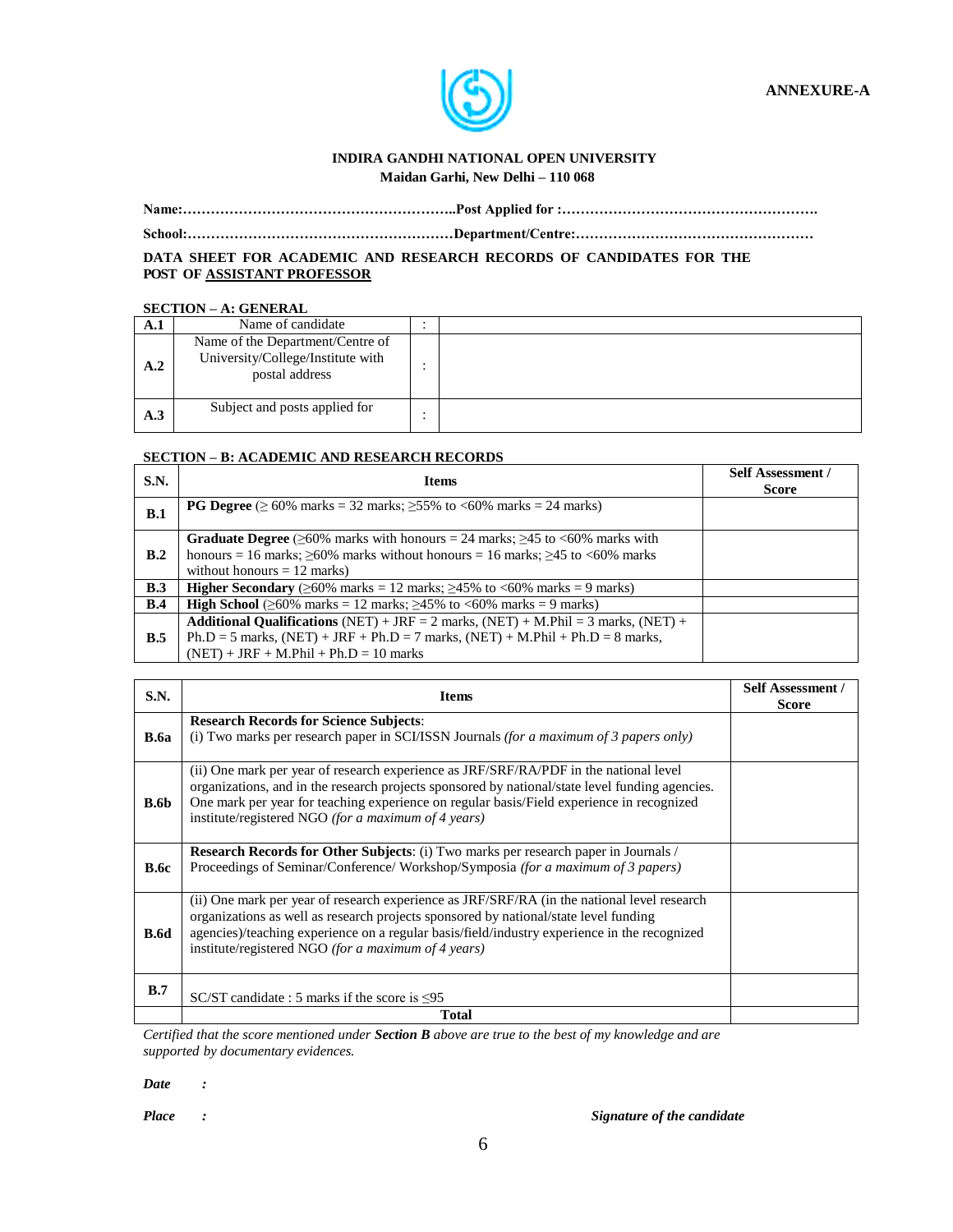**ANNEXURE-A**

**INDIRA GANDHI NATIONAL OPEN UNIVERSITY**
**Maidan Garhi, New Delhi – 110 068**

**Name:…………………………………………………..Post Applied for :……………………………………………….**

**School:…………………………………………………Department/Centre:……………………………………………**

**DATA SHEET FOR ACADEMIC AND RESEARCH RECORDS OF CANDIDATES FOR THE POST OF ASSISTANT PROFESSOR**

**SECTION – A: GENERAL**

| | | | |
|---|---|---|---|
| **A.1** | Name of candidate | : | |
| **A.2** | Name of the Department/Centre of University/College/Institute with postal address | : | |
| **A.3** | Subject and posts applied for | : | |

**SECTION – B: ACADEMIC AND RESEARCH RECORDS**

| S.N. | Items | Self Assessment / Score |
|---|---|---|
| **B.1** | **PG Degree** (≥ 60% marks = 32 marks; ≥55% to <60% marks = 24 marks) | |
| **B.2** | **Graduate Degree** (≥60% marks with honours = 24 marks; ≥45 to <60% marks with honours = 16 marks; ≥60% marks without honours = 16 marks; ≥45 to <60% marks without honours = 12 marks) | |
| **B.3** | **Higher Secondary** (≥60% marks = 12 marks; ≥45% to <60% marks = 9 marks) | |
| **B.4** | **High School** (≥60% marks = 12 marks; ≥45% to <60% marks = 9 marks) | |
| **B.5** | **Additional Qualifications** (NET) + JRF = 2 marks, (NET) + M.Phil = 3 marks, (NET) + Ph.D = 5 marks, (NET) + JRF + Ph.D = 7 marks, (NET) + M.Phil + Ph.D = 8 marks, (NET) + JRF + M.Phil + Ph.D = 10 marks | |

| S.N. | Items | Self Assessment / Score |
|---|---|---|
| **B.6a** | **Research Records for Science Subjects**: (i) Two marks per research paper in SCI/ISSN Journals *(for a maximum of 3 papers only)* | |
| **B.6b** | (ii) One mark per year of research experience as JRF/SRF/RA/PDF in the national level organizations, and in the research projects sponsored by national/state level funding agencies. One mark per year for teaching experience on regular basis/Field experience in recognized institute/registered NGO *(for a maximum of 4 years)* | |
| **B.6c** | **Research Records for Other Subjects**: (i) Two marks per research paper in Journals / Proceedings of Seminar/Conference/ Workshop/Symposia *(for a maximum of 3 papers)* | |
| **B.6d** | (ii) One mark per year of research experience as JRF/SRF/RA (in the national level research organizations as well as research projects sponsored by national/state level funding agencies)/teaching experience on a regular basis/field/industry experience in the recognized institute/registered NGO *(for a maximum of 4 years)* | |
| **B.7** | SC/ST candidate : 5 marks if the score is ≤95 | |
| | **Total** | |

*Certified that the score mentioned under **Section B** above are true to the best of my knowledge and are supported by documentary evidences.*

***Date :***

***Place :*** ***Signature of the candidate***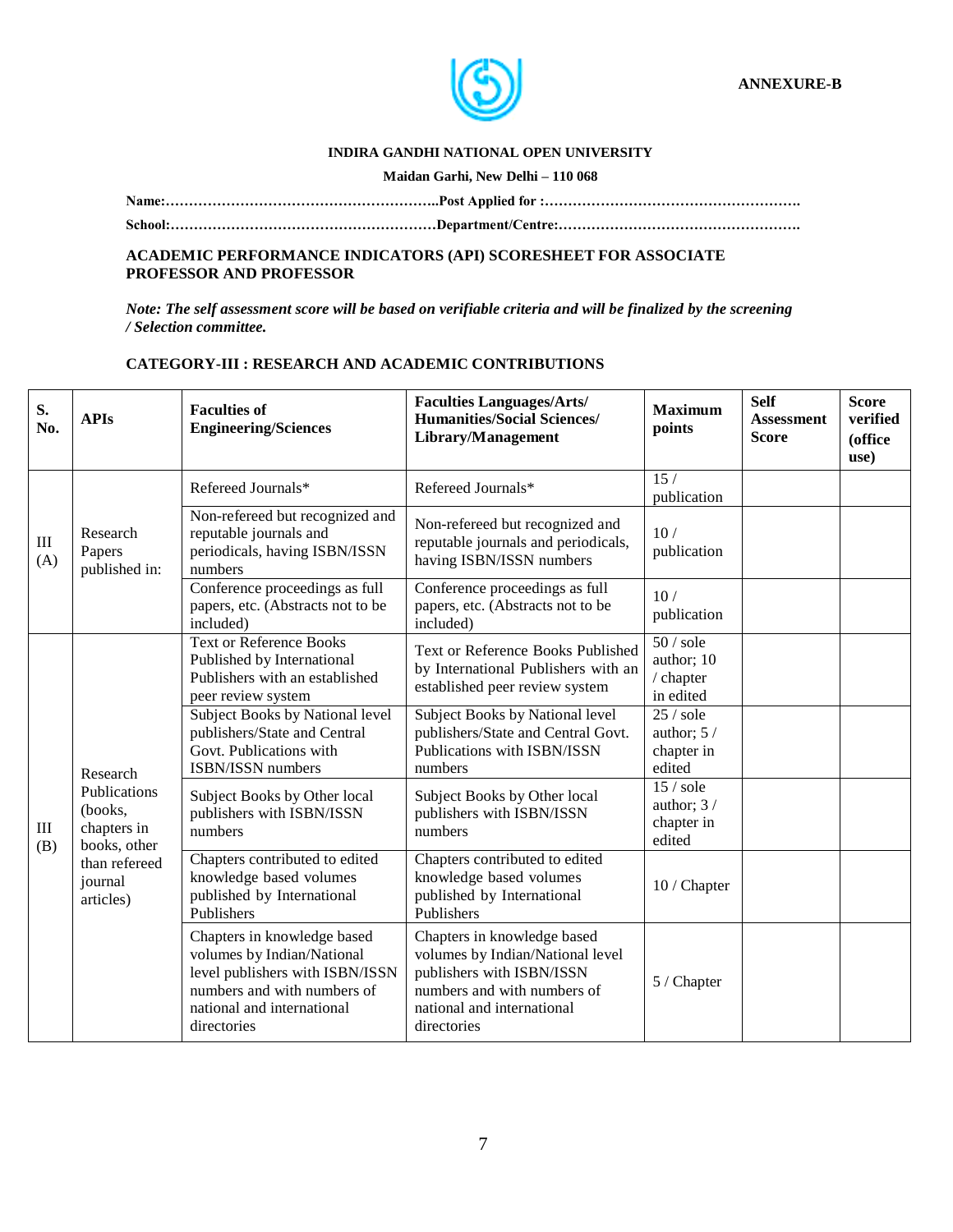**ANNEXURE-B**

**INDIRA GANDHI NATIONAL OPEN UNIVERSITY**

**Maidan Garhi, New Delhi – 110 068**

**Name:…………………………………………………..Post Applied for :……………………………………………….**

**School:…………………………………………………Department/Centre:…………………………………………….**

**ACADEMIC PERFORMANCE INDICATORS (API) SCORESHEET FOR ASSOCIATE PROFESSOR AND PROFESSOR**

***Note: The self assessment score will be based on verifiable criteria and will be finalized by the screening / Selection committee.***

**CATEGORY-III : RESEARCH AND ACADEMIC CONTRIBUTIONS**

| **S. No.** | **APIs** | **Faculties of Engineering/Sciences** | **Faculties Languages/Arts/ Humanities/Social Sciences/ Library/Management** | **Maximum points** | **Self Assessment Score** | **Score verified (office use)** |
|---|---|---|---|---|---|---|
| III (A) | Research Papers published in: | Refereed Journals* | Refereed Journals* | 15 / publication | | |
| | | Non-refereed but recognized and reputable journals and periodicals, having ISBN/ISSN numbers | Non-refereed but recognized and reputable journals and periodicals, having ISBN/ISSN numbers | 10 / publication | | |
| | | Conference proceedings as full papers, etc. (Abstracts not to be included) | Conference proceedings as full papers, etc. (Abstracts not to be included) | 10 / publication | | |
| III (B) | Research Publications (books, chapters in books, other than refereed journal articles) | Text or Reference Books Published by International Publishers with an established peer review system | Text or Reference Books Published by International Publishers with an established peer review system | 50 / sole author; 10 / chapter in edited | | |
| | | Subject Books by National level publishers/State and Central Govt. Publications with ISBN/ISSN numbers | Subject Books by National level publishers/State and Central Govt. Publications with ISBN/ISSN numbers | 25 / sole author; 5 / chapter in edited | | |
| | | Subject Books by Other local publishers with ISBN/ISSN numbers | Subject Books by Other local publishers with ISBN/ISSN numbers | 15 / sole author; 3 / chapter in edited | | |
| | | Chapters contributed to edited knowledge based volumes published by International Publishers | Chapters contributed to edited knowledge based volumes published by International Publishers | 10 / Chapter | | |
| | | Chapters in knowledge based volumes by Indian/National level publishers with ISBN/ISSN numbers and with numbers of national and international directories | Chapters in knowledge based volumes by Indian/National level publishers with ISBN/ISSN numbers and with numbers of national and international directories | 5 / Chapter | | |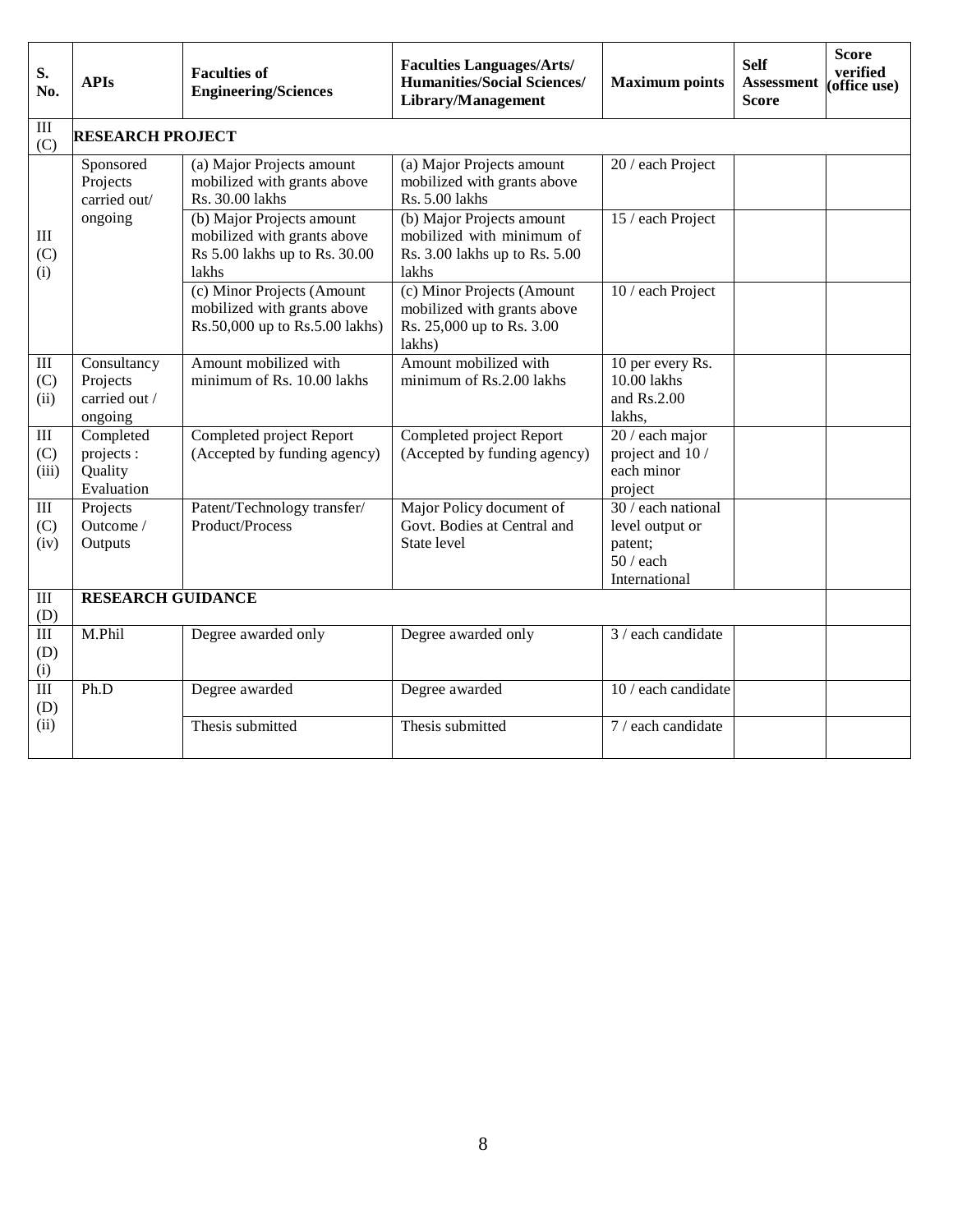| S. No. | APIs | Faculties of Engineering/Sciences | Faculties Languages/Arts/ Humanities/Social Sciences/ Library/Management | Maximum points | Self Assessment Score | Score verified (office use) |
|---|---|---|---|---|---|---|
| III (C) | **RESEARCH PROJECT** | | | | | |
| III (C) (i) | Sponsored Projects carried out/ ongoing | (a) Major Projects amount mobilized with grants above Rs. 30.00 lakhs | (a) Major Projects amount mobilized with grants above Rs. 5.00 lakhs | 20 / each Project | | |
| | | (b) Major Projects amount mobilized with grants above Rs 5.00 lakhs up to Rs. 30.00 lakhs | (b) Major Projects amount mobilized with minimum of Rs. 3.00 lakhs up to Rs. 5.00 lakhs | 15 / each Project | | |
| | | (c) Minor Projects (Amount mobilized with grants above Rs.50,000 up to Rs.5.00 lakhs) | (c) Minor Projects (Amount mobilized with grants above Rs. 25,000 up to Rs. 3.00 lakhs) | 10 / each Project | | |
| III (C) (ii) | Consultancy Projects carried out / ongoing | Amount mobilized with minimum of Rs. 10.00 lakhs | Amount mobilized with minimum of Rs.2.00 lakhs | 10 per every Rs. 10.00 lakhs and Rs.2.00 lakhs, | | |
| III (C) (iii) | Completed projects : Quality Evaluation | Completed project Report (Accepted by funding agency) | Completed project Report (Accepted by funding agency) | 20 / each major project and 10 / each minor project | | |
| III (C) (iv) | Projects Outcome / Outputs | Patent/Technology transfer/ Product/Process | Major Policy document of Govt. Bodies at Central and State level | 30 / each national level output or patent; 50 / each International | | |
| III (D) | **RESEARCH GUIDANCE** | | | | | |
| III (D) (i) | M.Phil | Degree awarded only | Degree awarded only | 3 / each candidate | | |
| III (D) (ii) | Ph.D | Degree awarded | Degree awarded | 10 / each candidate | | |
| | | Thesis submitted | Thesis submitted | 7 / each candidate | | |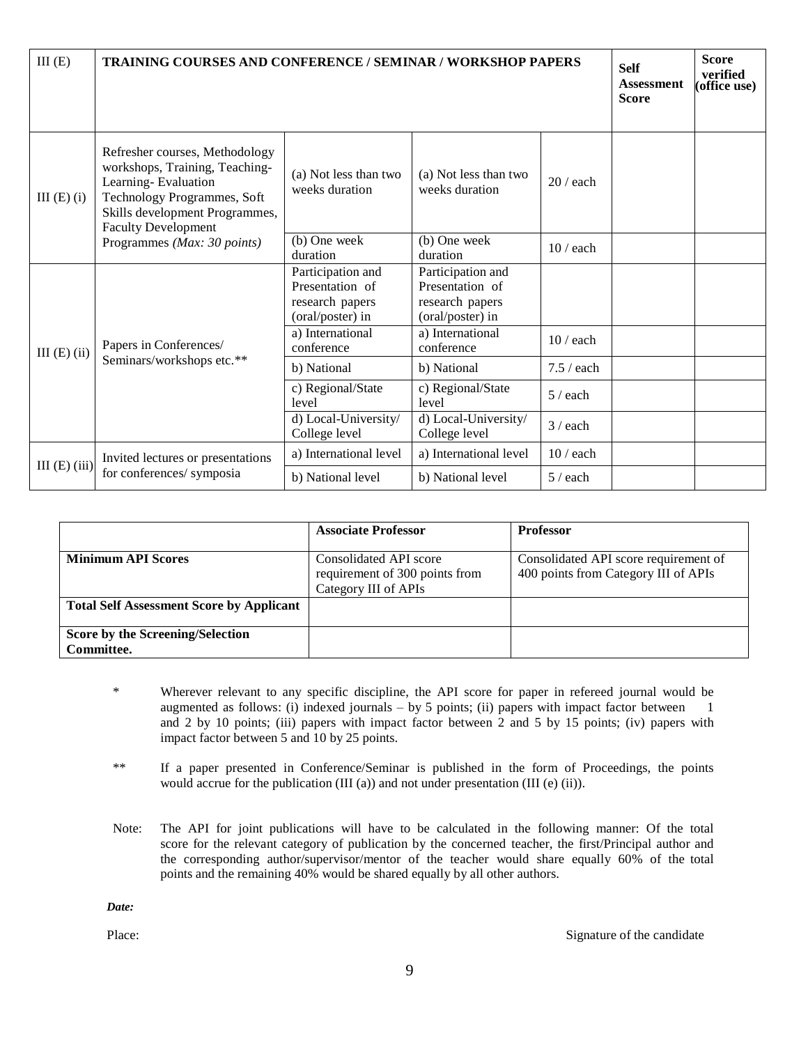| III (E) | TRAINING COURSES AND CONFERENCE / SEMINAR / WORKSHOP PAPERS | | | | Self Assessment Score | Score verified (office use) |
|---|---|---|---|---|---|---|
| III (E) (i) | Refresher courses, Methodology workshops, Training, Teaching-Learning- Evaluation Technology Programmes, Soft Skills development Programmes, Faculty Development Programmes *(Max: 30 points)* | (a) Not less than two weeks duration | (a) Not less than two weeks duration | 20 / each | | |
| | | (b) One week duration | (b) One week duration | 10 / each | | |
| III (E) (ii) | Papers in Conferences/ Seminars/workshops etc.** | Participation and Presentation of research papers (oral/poster) in | Participation and Presentation of research papers (oral/poster) in | | | |
| | | a) International conference | a) International conference | 10 / each | | |
| | | b) National | b) National | 7.5 / each | | |
| | | c) Regional/State level | c) Regional/State level | 5 / each | | |
| | | d) Local-University/ College level | d) Local-University/ College level | 3 / each | | |
| III (E) (iii) | Invited lectures or presentations for conferences/ symposia | a) International level | a) International level | 10 / each | | |
| | | b) National level | b) National level | 5 / each | | |

| | Associate Professor | Professor |
|---|---|---|
| **Minimum API Scores** | Consolidated API score requirement of 300 points from Category III of APIs | Consolidated API score requirement of 400 points from Category III of APIs |
| **Total Self Assessment Score by Applicant** | | |
| **Score by the Screening/Selection Committee.** | | |

\* Wherever relevant to any specific discipline, the API score for paper in refereed journal would be augmented as follows: (i) indexed journals – by 5 points; (ii) papers with impact factor between 1 and 2 by 10 points; (iii) papers with impact factor between 2 and 5 by 15 points; (iv) papers with impact factor between 5 and 10 by 25 points.

** If a paper presented in Conference/Seminar is published in the form of Proceedings, the points would accrue for the publication (III (a)) and not under presentation (III (e) (ii)).

Note: The API for joint publications will have to be calculated in the following manner: Of the total score for the relevant category of publication by the concerned teacher, the first/Principal author and the corresponding author/supervisor/mentor of the teacher would share equally 60% of the total points and the remaining 40% would be shared equally by all other authors.

***Date:***

Place: Signature of the candidate